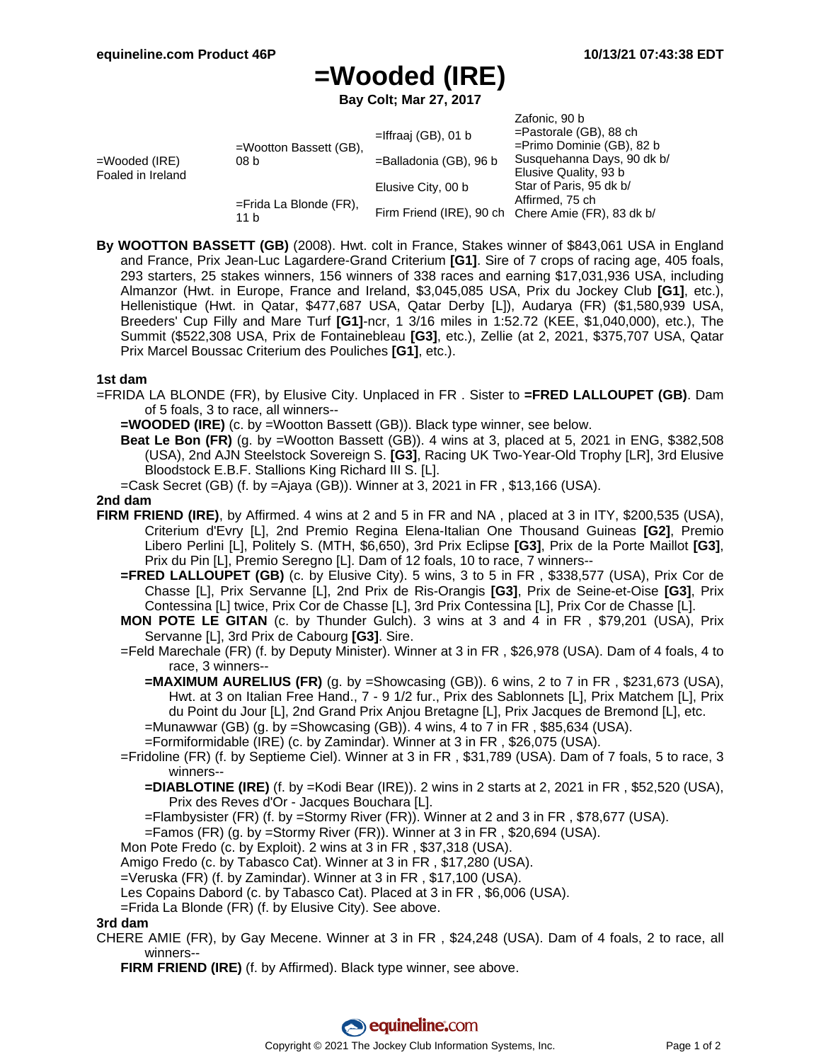# =Wooded (IRE)

**Bay Colt; Mar 27, 2017**

| | | | |
|---|---|---|---|
| =Wooded (IRE) Foaled in Ireland | =Wootton Bassett (GB), 08 b | =Iffraaj (GB), 01 b | Zafonic, 90 b |
| | | | =Pastorale (GB), 88 ch |
| | | =Balladonia (GB), 96 b | =Primo Dominie (GB), 82 b |
| | | | Susquehanna Days, 90 dk b/ |
| | =Frida La Blonde (FR), 11 b | Elusive City, 00 b | Elusive Quality, 93 b |
| | | | Star of Paris, 95 dk b/ |
| | | Firm Friend (IRE), 90 ch | Affirmed, 75 ch |
| | | | Chere Amie (FR), 83 dk b/ |

**By WOOTTON BASSETT (GB)** (2008). Hwt. colt in France, Stakes winner of $843,061 USA in England and France, Prix Jean-Luc Lagardere-Grand Criterium **[G1]**. Sire of 7 crops of racing age, 405 foals, 293 starters, 25 stakes winners, 156 winners of 338 races and earning $17,031,936 USA, including Almanzor (Hwt. in Europe, France and Ireland, $3,045,085 USA, Prix du Jockey Club **[G1]**, etc.), Hellenistique (Hwt. in Qatar, $477,687 USA, Qatar Derby [L]), Audarya (FR) ($1,580,939 USA, Breeders' Cup Filly and Mare Turf **[G1]**-ncr, 1 3/16 miles in 1:52.72 (KEE, $1,040,000), etc.), The Summit ($522,308 USA, Prix de Fontainebleau **[G3]**, etc.), Zellie (at 2, 2021, $375,707 USA, Qatar Prix Marcel Boussac Criterium des Pouliches **[G1]**, etc.).

### 1st dam

=FRIDA LA BLONDE (FR), by Elusive City. Unplaced in FR . Sister to **=FRED LALLOUPET (GB)**. Dam of 5 foals, 3 to race, all winners--

- **=WOODED (IRE)** (c. by =Wootton Bassett (GB)). Black type winner, see below.
- **Beat Le Bon (FR)** (g. by =Wootton Bassett (GB)). 4 wins at 3, placed at 5, 2021 in ENG, $382,508 (USA), 2nd AJN Steelstock Sovereign S. **[G3]**, Racing UK Two-Year-Old Trophy [LR], 3rd Elusive Bloodstock E.B.F. Stallions King Richard III S. [L].
- =Cask Secret (GB) (f. by =Ajaya (GB)). Winner at 3, 2021 in FR , $13,166 (USA).

### 2nd dam

**FIRM FRIEND (IRE)**, by Affirmed. 4 wins at 2 and 5 in FR and NA , placed at 3 in ITY, $200,535 (USA), Criterium d'Evry [L], 2nd Premio Regina Elena-Italian One Thousand Guineas **[G2]**, Premio Libero Perlini [L], Politely S. (MTH, $6,650), 3rd Prix Eclipse **[G3]**, Prix de la Porte Maillot **[G3]**, Prix du Pin [L], Premio Seregno [L]. Dam of 12 foals, 10 to race, 7 winners--

- **=FRED LALLOUPET (GB)** (c. by Elusive City). 5 wins, 3 to 5 in FR , $338,577 (USA), Prix Cor de Chasse [L], Prix Servanne [L], 2nd Prix de Ris-Orangis **[G3]**, Prix de Seine-et-Oise **[G3]**, Prix Contessina [L] twice, Prix Cor de Chasse [L], 3rd Prix Contessina [L], Prix Cor de Chasse [L].
- **MON POTE LE GITAN** (c. by Thunder Gulch). 3 wins at 3 and 4 in FR , $79,201 (USA), Prix Servanne [L], 3rd Prix de Cabourg **[G3]**. Sire.
- =Feld Marechale (FR) (f. by Deputy Minister). Winner at 3 in FR , $26,978 (USA). Dam of 4 foals, 4 to race, 3 winners--
  - **=MAXIMUM AURELIUS (FR)** (g. by =Showcasing (GB)). 6 wins, 2 to 7 in FR , $231,673 (USA), Hwt. at 3 on Italian Free Hand., 7 - 9 1/2 fur., Prix des Sablonnets [L], Prix Matchem [L], Prix du Point du Jour [L], 2nd Grand Prix Anjou Bretagne [L], Prix Jacques de Bremond [L], etc.
  - =Munawwar (GB) (g. by =Showcasing (GB)). 4 wins, 4 to 7 in FR , $85,634 (USA).
  - =Formiformidable (IRE) (c. by Zamindar). Winner at 3 in FR , $26,075 (USA).
- =Fridoline (FR) (f. by Septieme Ciel). Winner at 3 in FR , $31,789 (USA). Dam of 7 foals, 5 to race, 3 winners--
  - **=DIABLOTINE (IRE)** (f. by =Kodi Bear (IRE)). 2 wins in 2 starts at 2, 2021 in FR , $52,520 (USA), Prix des Reves d'Or - Jacques Bouchara [L].
  - =Flambysister (FR) (f. by =Stormy River (FR)). Winner at 2 and 3 in FR , $78,677 (USA).
  - =Famos (FR) (g. by =Stormy River (FR)). Winner at 3 in FR , $20,694 (USA).
- Mon Pote Fredo (c. by Exploit). 2 wins at 3 in FR , $37,318 (USA).
- Amigo Fredo (c. by Tabasco Cat). Winner at 3 in FR , $17,280 (USA).
- =Veruska (FR) (f. by Zamindar). Winner at 3 in FR , $17,100 (USA).
- Les Copains Dabord (c. by Tabasco Cat). Placed at 3 in FR , $6,006 (USA).
- =Frida La Blonde (FR) (f. by Elusive City). See above.

### 3rd dam

CHERE AMIE (FR), by Gay Mecene. Winner at 3 in FR , $24,248 (USA). Dam of 4 foals, 2 to race, all winners--

- **FIRM FRIEND (IRE)** (f. by Affirmed). Black type winner, see above.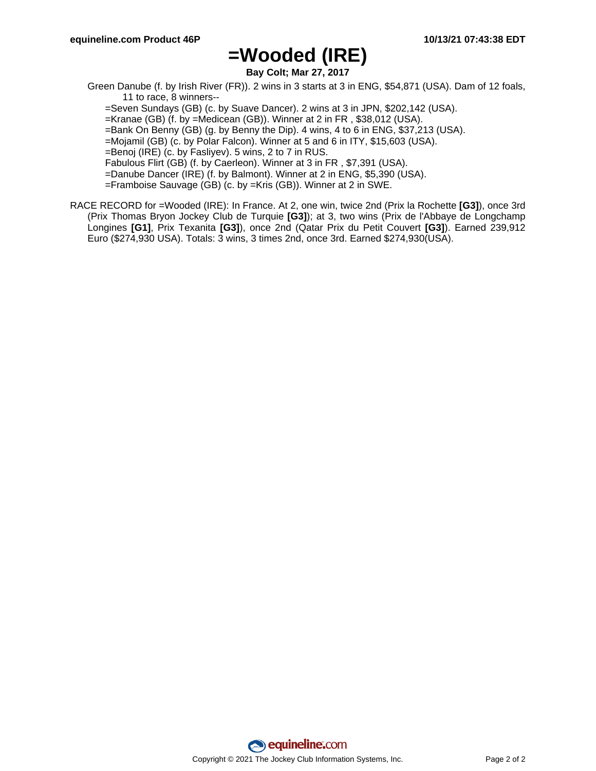# =Wooded (IRE)

**Bay Colt; Mar 27, 2017**

Green Danube (f. by Irish River (FR)). 2 wins in 3 starts at 3 in ENG, $54,871 (USA). Dam of 12 foals, 11 to race, 8 winners--

=Seven Sundays (GB) (c. by Suave Dancer). 2 wins at 3 in JPN, $202,142 (USA).
=Kranae (GB) (f. by =Medicean (GB)). Winner at 2 in FR , $38,012 (USA).
=Bank On Benny (GB) (g. by Benny the Dip). 4 wins, 4 to 6 in ENG, $37,213 (USA).
=Mojamil (GB) (c. by Polar Falcon). Winner at 5 and 6 in ITY, $15,603 (USA).
=Benoj (IRE) (c. by Fasliyev). 5 wins, 2 to 7 in RUS.
Fabulous Flirt (GB) (f. by Caerleon). Winner at 3 in FR , $7,391 (USA).
=Danube Dancer (IRE) (f. by Balmont). Winner at 2 in ENG, $5,390 (USA).
=Framboise Sauvage (GB) (c. by =Kris (GB)). Winner at 2 in SWE.

RACE RECORD for =Wooded (IRE): In France. At 2, one win, twice 2nd (Prix la Rochette **[G3]**), once 3rd (Prix Thomas Bryon Jockey Club de Turquie **[G3]**); at 3, two wins (Prix de l'Abbaye de Longchamp Longines **[G1]**, Prix Texanita **[G3]**), once 2nd (Qatar Prix du Petit Couvert **[G3]**). Earned 239,912 Euro ($274,930 USA). Totals: 3 wins, 3 times 2nd, once 3rd. Earned $274,930(USA).